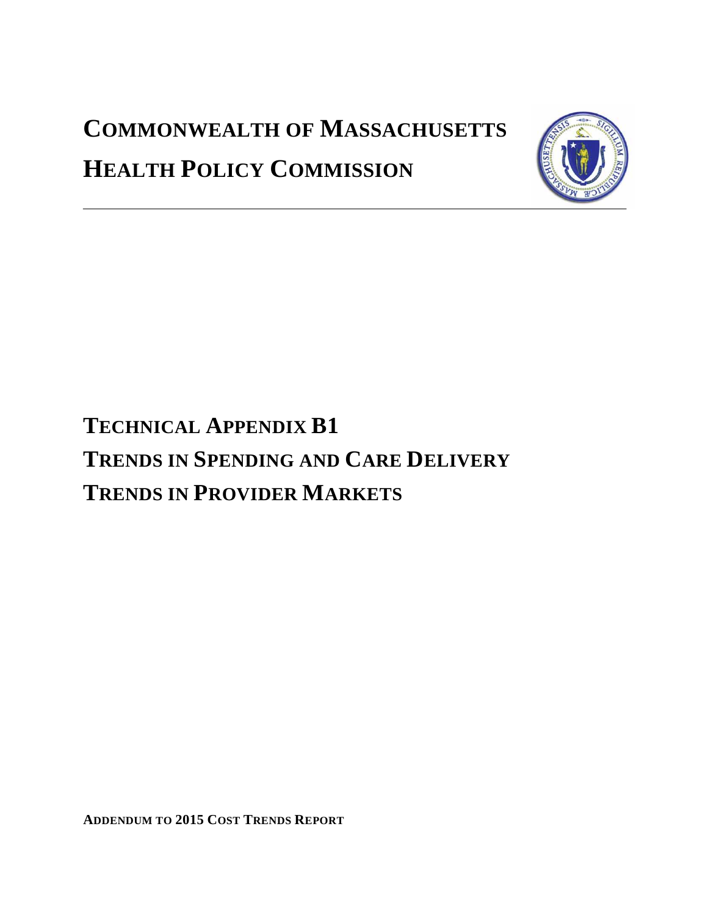# COMMONWEALTH OF MASSACHUSETTS

# HEALTH POLICY COMMISSION

## TECHNICAL APPENDIX B1

## TRENDS IN SPENDING AND CARE DELIVERY

## TRENDS IN PROVIDER MARKETS

**ADDENDUM TO 2015 COST TRENDS REPORT**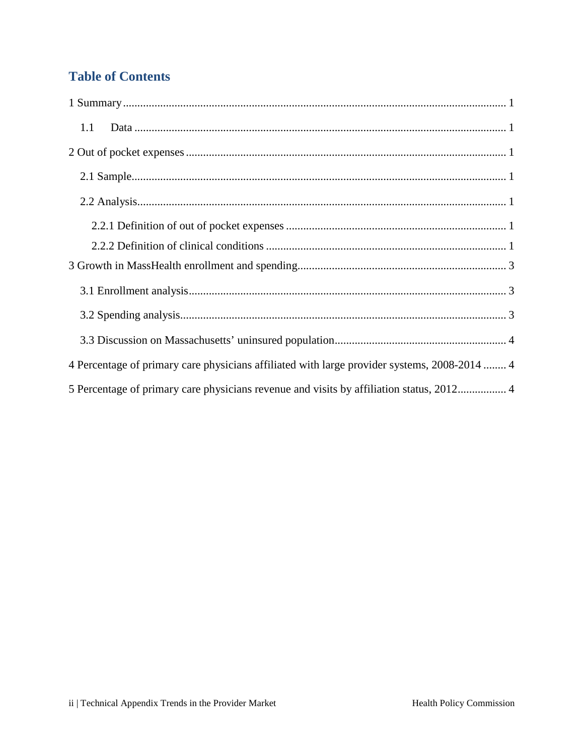# Table of Contents

1 Summary ..................................................................................................................... 1

  1.1 Data ................................................................................................................... 1

2 Out of pocket expenses ............................................................................................... 1

  2.1 Sample.................................................................................................................. 1

  2.2 Analysis................................................................................................................. 1

    2.2.1 Definition of out of pocket expenses ............................................................. 1

    2.2.2 Definition of clinical conditions ..................................................................... 1

3 Growth in MassHealth enrollment and spending......................................................... 3

  3.1 Enrollment analysis............................................................................................... 3

  3.2 Spending analysis.................................................................................................. 3

  3.3 Discussion on Massachusetts' uninsured population............................................ 4

4 Percentage of primary care physicians affiliated with large provider systems, 2008-2014 ........ 4

5 Percentage of primary care physicians revenue and visits by affiliation status, 2012................. 4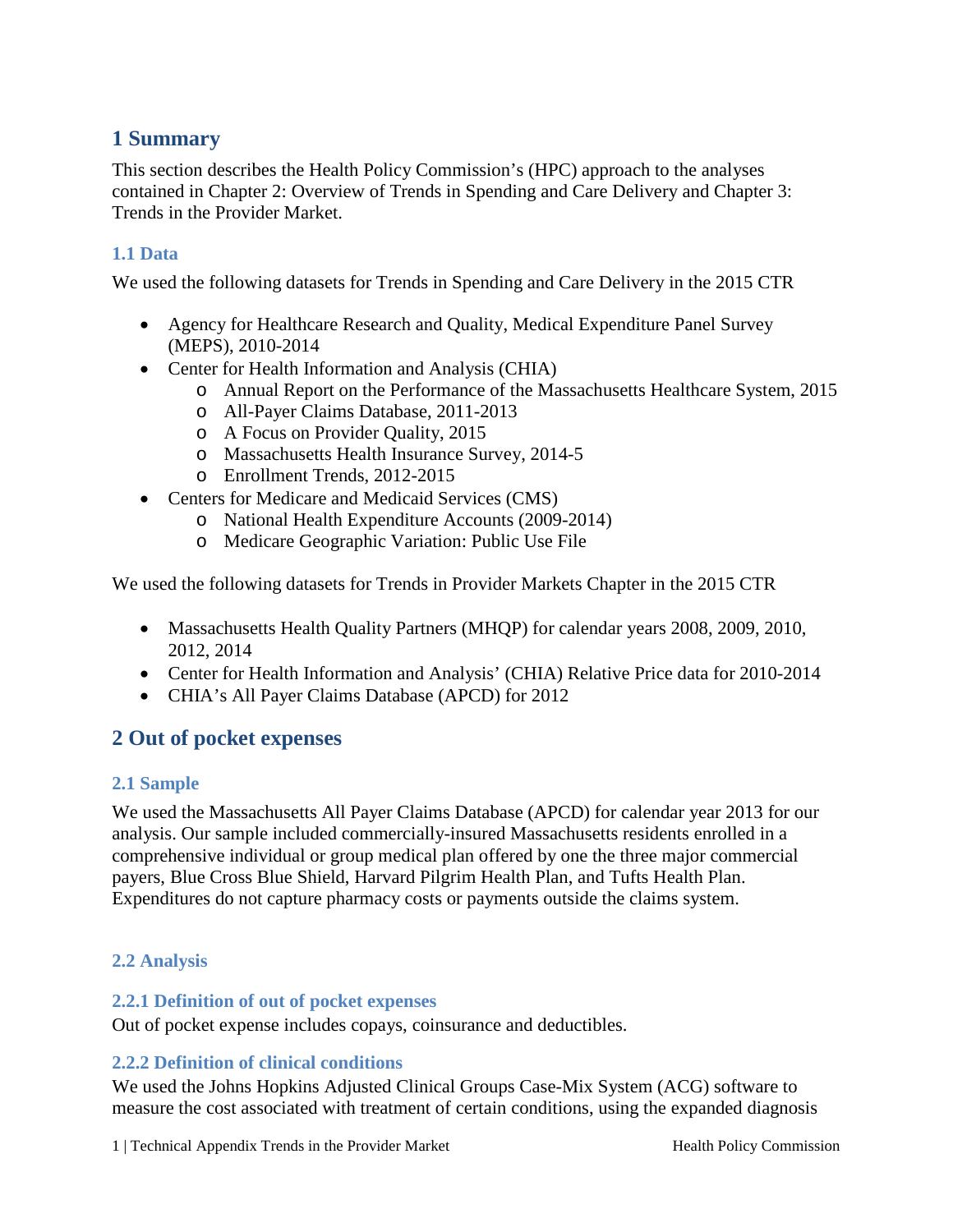## 1 Summary

This section describes the Health Policy Commission's (HPC) approach to the analyses contained in Chapter 2: Overview of Trends in Spending and Care Delivery and Chapter 3: Trends in the Provider Market.

### 1.1 Data

We used the following datasets for Trends in Spending and Care Delivery in the 2015 CTR

- Agency for Healthcare Research and Quality, Medical Expenditure Panel Survey (MEPS), 2010-2014
- Center for Health Information and Analysis (CHIA)
  - Annual Report on the Performance of the Massachusetts Healthcare System, 2015
  - All-Payer Claims Database, 2011-2013
  - A Focus on Provider Quality, 2015
  - Massachusetts Health Insurance Survey, 2014-5
  - Enrollment Trends, 2012-2015
- Centers for Medicare and Medicaid Services (CMS)
  - National Health Expenditure Accounts (2009-2014)
  - Medicare Geographic Variation: Public Use File

We used the following datasets for Trends in Provider Markets Chapter in the 2015 CTR

- Massachusetts Health Quality Partners (MHQP) for calendar years 2008, 2009, 2010, 2012, 2014
- Center for Health Information and Analysis' (CHIA) Relative Price data for 2010-2014
- CHIA's All Payer Claims Database (APCD) for 2012

## 2 Out of pocket expenses

### 2.1 Sample

We used the Massachusetts All Payer Claims Database (APCD) for calendar year 2013 for our analysis. Our sample included commercially-insured Massachusetts residents enrolled in a comprehensive individual or group medical plan offered by one the three major commercial payers, Blue Cross Blue Shield, Harvard Pilgrim Health Plan, and Tufts Health Plan. Expenditures do not capture pharmacy costs or payments outside the claims system.

### 2.2 Analysis

#### 2.2.1 Definition of out of pocket expenses

Out of pocket expense includes copays, coinsurance and deductibles.

#### 2.2.2 Definition of clinical conditions

We used the Johns Hopkins Adjusted Clinical Groups Case-Mix System (ACG) software to measure the cost associated with treatment of certain conditions, using the expanded diagnosis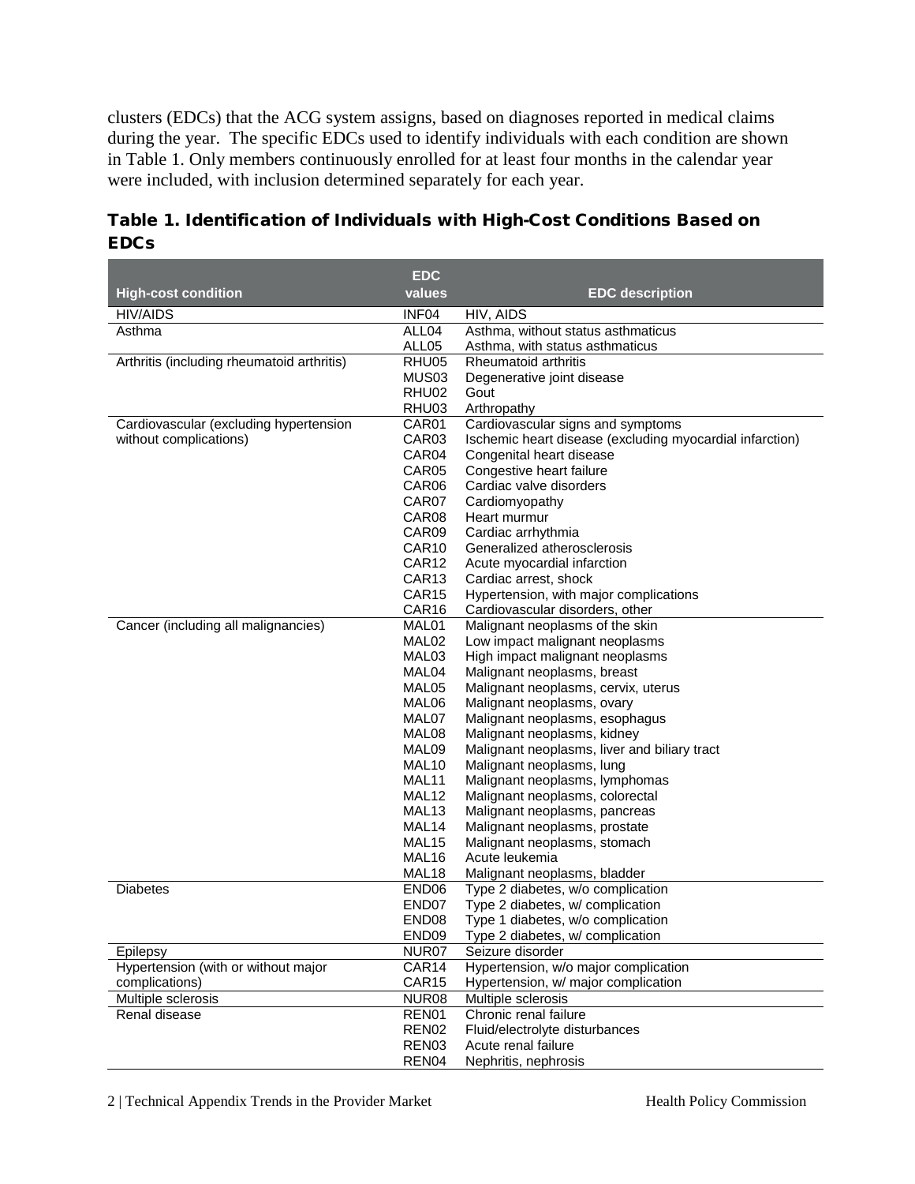clusters (EDCs) that the ACG system assigns, based on diagnoses reported in medical claims during the year. The specific EDCs used to identify individuals with each condition are shown in Table 1. Only members continuously enrolled for at least four months in the calendar year were included, with inclusion determined separately for each year.

### Table 1. Identification of Individuals with High-Cost Conditions Based on EDCs

| High-cost condition | EDC values | EDC description |
|---|---|---|
| HIV/AIDS | INF04 | HIV, AIDS |
| Asthma | ALL04 | Asthma, without status asthmaticus |
| | ALL05 | Asthma, with status asthmaticus |
| Arthritis (including rheumatoid arthritis) | RHU05 | Rheumatoid arthritis |
| | MUS03 | Degenerative joint disease |
| | RHU02 | Gout |
| | RHU03 | Arthropathy |
| Cardiovascular (excluding hypertension without complications) | CAR01 | Cardiovascular signs and symptoms |
| | CAR03 | Ischemic heart disease (excluding myocardial infarction) |
| | CAR04 | Congenital heart disease |
| | CAR05 | Congestive heart failure |
| | CAR06 | Cardiac valve disorders |
| | CAR07 | Cardiomyopathy |
| | CAR08 | Heart murmur |
| | CAR09 | Cardiac arrhythmia |
| | CAR10 | Generalized atherosclerosis |
| | CAR12 | Acute myocardial infarction |
| | CAR13 | Cardiac arrest, shock |
| | CAR15 | Hypertension, with major complications |
| | CAR16 | Cardiovascular disorders, other |
| Cancer (including all malignancies) | MAL01 | Malignant neoplasms of the skin |
| | MAL02 | Low impact malignant neoplasms |
| | MAL03 | High impact malignant neoplasms |
| | MAL04 | Malignant neoplasms, breast |
| | MAL05 | Malignant neoplasms, cervix, uterus |
| | MAL06 | Malignant neoplasms, ovary |
| | MAL07 | Malignant neoplasms, esophagus |
| | MAL08 | Malignant neoplasms, kidney |
| | MAL09 | Malignant neoplasms, liver and biliary tract |
| | MAL10 | Malignant neoplasms, lung |
| | MAL11 | Malignant neoplasms, lymphomas |
| | MAL12 | Malignant neoplasms, colorectal |
| | MAL13 | Malignant neoplasms, pancreas |
| | MAL14 | Malignant neoplasms, prostate |
| | MAL15 | Malignant neoplasms, stomach |
| | MAL16 | Acute leukemia |
| | MAL18 | Malignant neoplasm, bladder |
| Diabetes | END06 | Type 2 diabetes, w/o complication |
| | END07 | Type 2 diabetes, w/ complication |
| | END08 | Type 1 diabetes, w/o complication |
| | END09 | Type 2 diabetes, w/ complication |
| Epilepsy | NUR07 | Seizure disorder |
| Hypertension (with or without major complications) | CAR14 | Hypertension, w/o major complication |
| | CAR15 | Hypertension, w/ major complication |
| Multiple sclerosis | NUR08 | Multiple sclerosis |
| Renal disease | REN01 | Chronic renal failure |
| | REN02 | Fluid/electrolyte disturbances |
| | REN03 | Acute renal failure |
| | REN04 | Nephritis, nephrosis |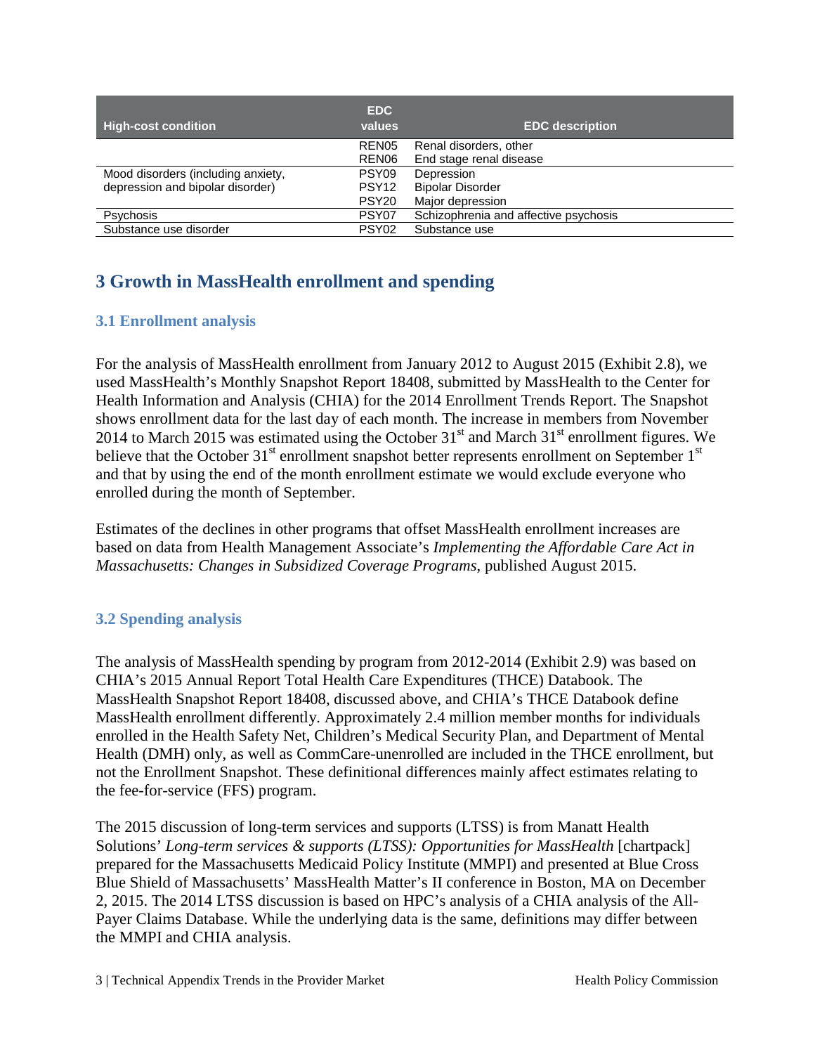| High-cost condition | EDC values | EDC description |
| --- | --- | --- |
| | REN05 | Renal disorders, other |
| | REN06 | End stage renal disease |
| Mood disorders (including anxiety, depression and bipolar disorder) | PSY09 | Depression |
| | PSY12 | Bipolar Disorder |
| | PSY20 | Major depression |
| Psychosis | PSY07 | Schizophrenia and affective psychosis |
| Substance use disorder | PSY02 | Substance use |

## 3 Growth in MassHealth enrollment and spending

### 3.1 Enrollment analysis

For the analysis of MassHealth enrollment from January 2012 to August 2015 (Exhibit 2.8), we used MassHealth's Monthly Snapshot Report 18408, submitted by MassHealth to the Center for Health Information and Analysis (CHIA) for the 2014 Enrollment Trends Report. The Snapshot shows enrollment data for the last day of each month. The increase in members from November 2014 to March 2015 was estimated using the October 31st and March 31st enrollment figures. We believe that the October 31st enrollment snapshot better represents enrollment on September 1st and that by using the end of the month enrollment estimate we would exclude everyone who enrolled during the month of September.

Estimates of the declines in other programs that offset MassHealth enrollment increases are based on data from Health Management Associate's *Implementing the Affordable Care Act in Massachusetts: Changes in Subsidized Coverage Programs,* published August 2015.

### 3.2 Spending analysis

The analysis of MassHealth spending by program from 2012-2014 (Exhibit 2.9) was based on CHIA's 2015 Annual Report Total Health Care Expenditures (THCE) Databook. The MassHealth Snapshot Report 18408, discussed above, and CHIA's THCE Databook define MassHealth enrollment differently. Approximately 2.4 million member months for individuals enrolled in the Health Safety Net, Children's Medical Security Plan, and Department of Mental Health (DMH) only, as well as CommCare-unenrolled are included in the THCE enrollment, but not the Enrollment Snapshot. These definitional differences mainly affect estimates relating to the fee-for-service (FFS) program.

The 2015 discussion of long-term services and supports (LTSS) is from Manatt Health Solutions' *Long-term services & supports (LTSS): Opportunities for MassHealth* [chartpack] prepared for the Massachusetts Medicaid Policy Institute (MMPI) and presented at Blue Cross Blue Shield of Massachusetts' MassHealth Matter's II conference in Boston, MA on December 2, 2015. The 2014 LTSS discussion is based on HPC's analysis of a CHIA analysis of the All-Payer Claims Database. While the underlying data is the same, definitions may differ between the MMPI and CHIA analysis.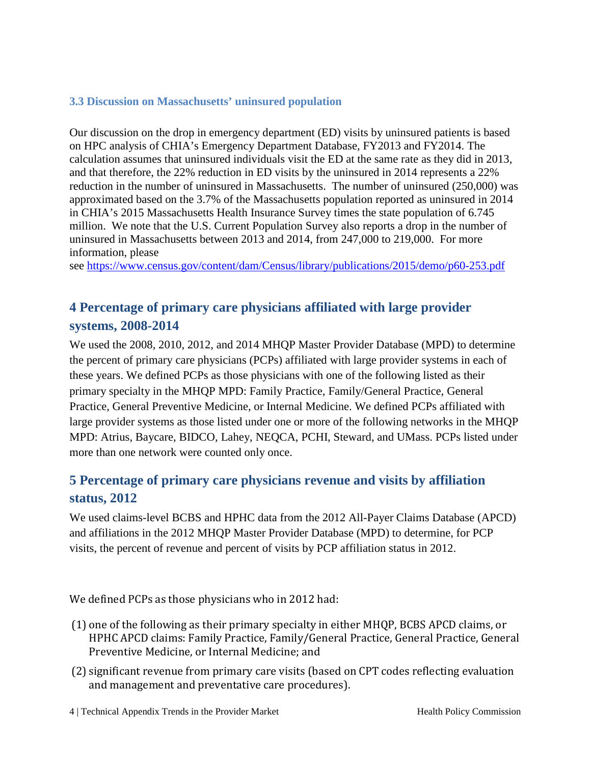### 3.3 Discussion on Massachusetts' uninsured population

Our discussion on the drop in emergency department (ED) visits by uninsured patients is based on HPC analysis of CHIA's Emergency Department Database, FY2013 and FY2014. The calculation assumes that uninsured individuals visit the ED at the same rate as they did in 2013, and that therefore, the 22% reduction in ED visits by the uninsured in 2014 represents a 22% reduction in the number of uninsured in Massachusetts. The number of uninsured (250,000) was approximated based on the 3.7% of the Massachusetts population reported as uninsured in 2014 in CHIA's 2015 Massachusetts Health Insurance Survey times the state population of 6.745 million. We note that the U.S. Current Population Survey also reports a drop in the number of uninsured in Massachusetts between 2013 and 2014, from 247,000 to 219,000. For more information, please see https://www.census.gov/content/dam/Census/library/publications/2015/demo/p60-253.pdf

## 4 Percentage of primary care physicians affiliated with large provider systems, 2008-2014

We used the 2008, 2010, 2012, and 2014 MHQP Master Provider Database (MPD) to determine the percent of primary care physicians (PCPs) affiliated with large provider systems in each of these years. We defined PCPs as those physicians with one of the following listed as their primary specialty in the MHQP MPD: Family Practice, Family/General Practice, General Practice, General Preventive Medicine, or Internal Medicine. We defined PCPs affiliated with large provider systems as those listed under one or more of the following networks in the MHQP MPD: Atrius, Baycare, BIDCO, Lahey, NEQCA, PCHI, Steward, and UMass. PCPs listed under more than one network were counted only once.

## 5 Percentage of primary care physicians revenue and visits by affiliation status, 2012

We used claims-level BCBS and HPHC data from the 2012 All-Payer Claims Database (APCD) and affiliations in the 2012 MHQP Master Provider Database (MPD) to determine, for PCP visits, the percent of revenue and percent of visits by PCP affiliation status in 2012.

We defined PCPs as those physicians who in 2012 had:

(1) one of the following as their primary specialty in either MHQP, BCBS APCD claims, or HPHC APCD claims: Family Practice, Family/General Practice, General Practice, General Preventive Medicine, or Internal Medicine; and

(2) significant revenue from primary care visits (based on CPT codes reflecting evaluation and management and preventative care procedures).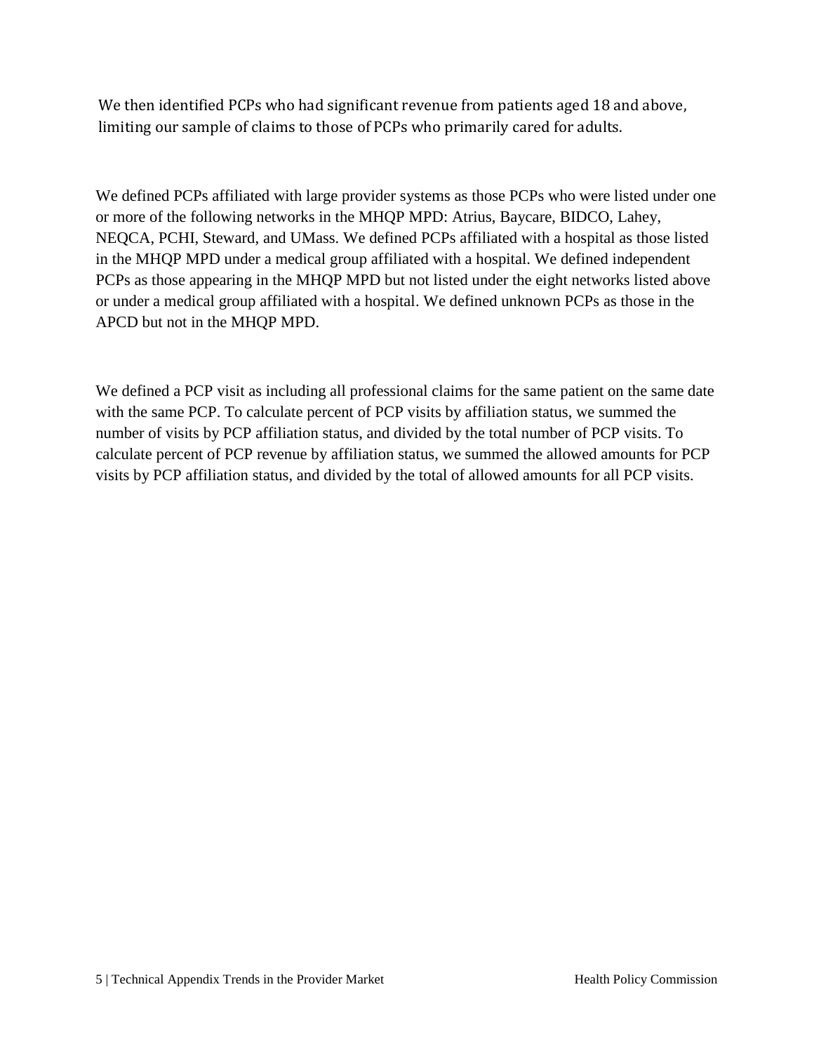We then identified PCPs who had significant revenue from patients aged 18 and above, limiting our sample of claims to those of PCPs who primarily cared for adults.

We defined PCPs affiliated with large provider systems as those PCPs who were listed under one or more of the following networks in the MHQP MPD: Atrius, Baycare, BIDCO, Lahey, NEQCA, PCHI, Steward, and UMass. We defined PCPs affiliated with a hospital as those listed in the MHQP MPD under a medical group affiliated with a hospital. We defined independent PCPs as those appearing in the MHQP MPD but not listed under the eight networks listed above or under a medical group affiliated with a hospital. We defined unknown PCPs as those in the APCD but not in the MHQP MPD.

We defined a PCP visit as including all professional claims for the same patient on the same date with the same PCP. To calculate percent of PCP visits by affiliation status, we summed the number of visits by PCP affiliation status, and divided by the total number of PCP visits. To calculate percent of PCP revenue by affiliation status, we summed the allowed amounts for PCP visits by PCP affiliation status, and divided by the total of allowed amounts for all PCP visits.